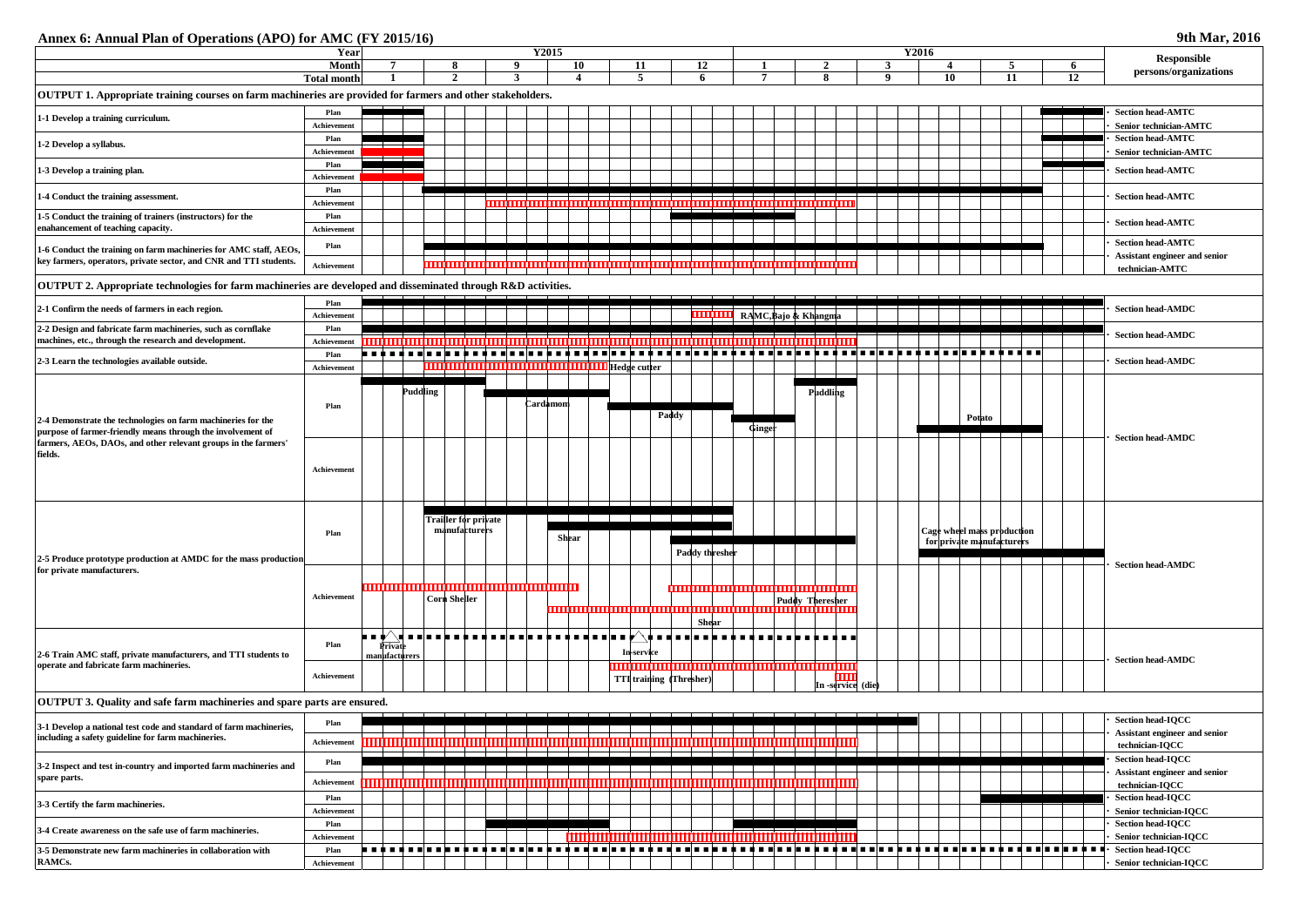# Annex 6: Annual Plan of Operations (APO) for AMC (FY 2015/16)

9th Mar, 2016

| Year | | Y2015 | | | | | | Y2016 | | | | | | Responsible persons/organizations |
|---|---|---|---|---|---|---|---|---|---|---|---|---|---|---|
| Month | | 7 | 8 | 9 | 10 | 11 | 12 | 1 | 2 | 3 | 4 | 5 | 6 | |
| Total month | | 1 | 2 | 3 | 4 | 5 | 6 | 7 | 8 | 9 | 10 | 11 | 12 | |
| **OUTPUT 1. Appropriate training courses on farm machineries are provided for farmers and other stakeholders.** | | | | | | | | | | | | | | |
| 1-1 Develop a training curriculum. | Plan | | | | | | | | | | | | | · Section head-AMTC |
| | Achievement | | | | | | | | | | | | | · Senior technician-AMTC |
| 1-2 Develop a syllabus. | Plan | | | | | | | | | | | | | · Section head-AMTC |
| | Achievement | | | | | | | | | | | | | · Senior technician-AMTC |
| 1-3 Develop a training plan. | Plan | | | | | | | | | | | | | · Section head-AMTC |
| | Achievement | | | | | | | | | | | | | |
| 1-4 Conduct the training assessment. | Plan | | | | | | | | | | | | | · Section head-AMTC |
| | Achievement | | | | | | | | | | | | | |
| 1-5 Conduct the training of trainers (instructors) for the enahancement of teaching capacity. | Plan | | | | | | | | | | | | | · Section head-AMTC |
| | Achievement | | | | | | | | | | | | | |
| 1-6 Conduct the training on farm machineries for AMC staff, AEOs, key farmers, operators, private sector, and CNR and TTI students. | Plan | | | | | | | | | | | | | · Section head-AMTC<br>· Assistant engineer and senior technician-AMTC |
| | Achievement | | | | | | | | | | | | | |
| **OUTPUT 2. Appropriate technologies for farm machineries are developed and disseminated through R&D activities.** | | | | | | | | | | | | | | |
| 2-1 Confirm the needs of farmers in each region. | Plan | | | | | | | | | | | | | · Section head-AMDC |
| | Achievement | | | | | | | RAMC,Bajo & Khangma | | | | | | |
| 2-2 Design and fabricate farm machineries, such as cornflake machines, etc., through the research and development. | Plan | | | | | | | | | | | | | · Section head-AMDC |
| | Achievement | | | | | | | | | | | | | |
| 2-3 Learn the technologies available outside. | Plan | | | | | | | | | | | | | · Section head-AMDC |
| | Achievement | | | | | Hedge cutter | | | | | | | | |
| 2-4 Demonstrate the technologies on farm machineries for the purpose of farmer-friendly means through the involvement of farmers, AEOs, DAOs, and other relevant groups in the farmers' fields. | Plan | Puddling | | Cardamom | | | Paddy | Ginger | Puddling | | | Potato | | · Section head-AMDC |
| | Achievement | | | | | | | | | | | | | |
| 2-5 Produce prototype production at AMDC for the mass production for private manufacturers. | Plan | | Trailler for private manufacturers | | Shear | | Paddy thresher | | | | Cage wheel mass production for private manufacturers | | | · Section head-AMDC |
| | Achievement | | Corn Sheller | | | | Shear | | Puddy Theresher | | | | | |
| 2-6 Train AMC staff, private manufacturers, and TTI students to operate and fabricate farm machineries. | Plan | Private manufacturers | | | | In-service | | | | | | | | · Section head-AMDC |
| | Achievement | | | | | TTI training (Thresher) | | | In -service (die) | | | | | |
| **OUTPUT 3. Quality and safe farm machineries and spare parts are ensured.** | | | | | | | | | | | | | | |
| 3-1 Develop a national test code and standard of farm machineries, including a safety guideline for farm machineries. | Plan | | | | | | | | | | | | | · Section head-IQCC<br>· Assistant engineer and senior technician-IQCC |
| | Achievement | | | | | | | | | | | | | |
| 3-2 Inspect and test in-country and imported farm machineries and spare parts. | Plan | | | | | | | | | | | | | · Section head-IQCC<br>· Assistant engineer and senior technician-IQCC |
| | Achievement | | | | | | | | | | | | | |
| 3-3 Certify the farm machineries. | Plan | | | | | | | | | | | | | · Section head-IQCC |
| | Achievement | | | | | | | | | | | | | · Senior technician-IQCC |
| 3-4 Create awareness on the safe use of farm machineries. | Plan | | | | | | | | | | | | | · Section head-IQCC |
| | Achievement | | | | | | | | | | | | | · Senior technician-IQCC |
| 3-5 Demonstrate new farm machineries in collaboration with RAMCs. | Plan | | | | | | | | | | | | | · Section head-IQCC |
| | Achievement | | | | | | | | | | | | | · Senior technician-IQCC |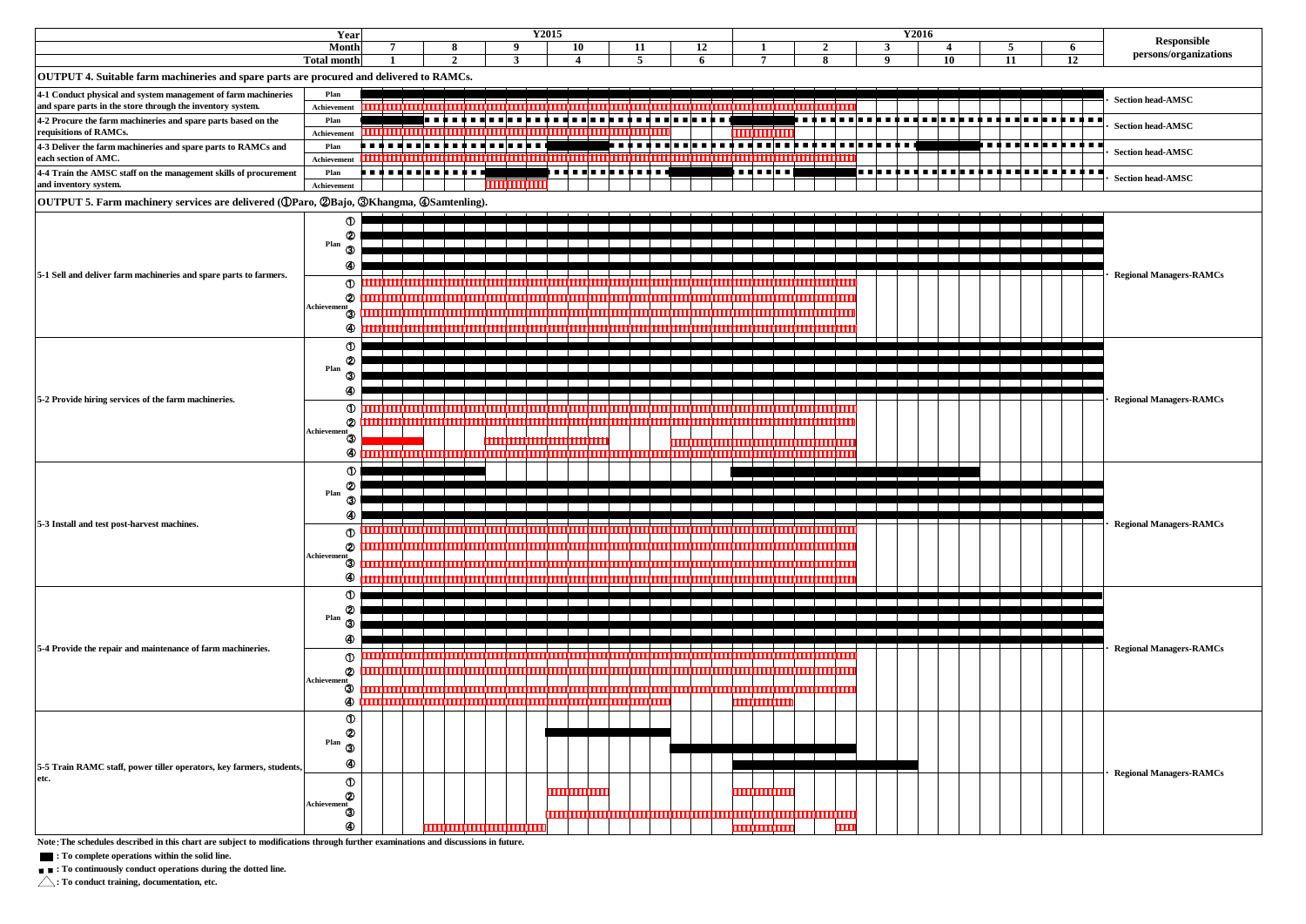| Year | | Y2015 | | | | | | Y2016 | | | | | | Responsible persons/organizations |
|---|---|---|---|---|---|---|---|---|---|---|---|---|---|---|
| Month | | 7 | 8 | 9 | 10 | 11 | 12 | 1 | 2 | 3 | 4 | 5 | 6 | |
| Total month | | 1 | 2 | 3 | 4 | 5 | 6 | 7 | 8 | 9 | 10 | 11 | 12 | |
| **OUTPUT 4. Suitable farm machineries and spare parts are procured and delivered to RAMCs.** | | | | | | | | | | | | | | |
| 4-1 Conduct physical and system management of farm machineries and spare parts in the store through the inventory system. | Plan | | | | | | | | | | | | | · Section head-AMSC |
| | Achievement | | | | | | | | | | | | | |
| 4-2 Procure the farm machineries and spare parts based on the requisitions of RAMCs. | Plan | | | | | | | | | | | | | · Section head-AMSC |
| | Achievement | | | | | | | | | | | | | |
| 4-3 Deliver the farm machineries and spare parts to RAMCs and each section of AMC. | Plan | | | | | | | | | | | | | · Section head-AMSC |
| | Achievement | | | | | | | | | | | | | |
| 4-4 Train the AMSC staff on the management skills of procurement and inventory system. | Plan | | | | | | | | | | | | | · Section head-AMSC |
| | Achievement | | | | | | | | | | | | | |
| **OUTPUT 5. Farm machinery services are delivered (①Paro, ②Bajo, ③Khangma, ④Samtenling).** | | | | | | | | | | | | | | |
| 5-1 Sell and deliver farm machineries and spare parts to farmers. | Plan ①②③④ | | | | | | | | | | | | | · Regional Managers-RAMCs |
| | Achievement ①②③④ | | | | | | | | | | | | | |
| 5-2 Provide hiring services of the farm machineries. | Plan ①②③④ | | | | | | | | | | | | | · Regional Managers-RAMCs |
| | Achievement ①②③④ | | | | | | | | | | | | | |
| 5-3 Install and test post-harvest machines. | Plan ①②③④ | | | | | | | | | | | | | · Regional Managers-RAMCs |
| | Achievement ①②③④ | | | | | | | | | | | | | |
| 5-4 Provide the repair and maintenance of farm machineries. | Plan ①②③④ | | | | | | | | | | | | | · Regional Managers-RAMCs |
| | Achievement ①②③④ | | | | | | | | | | | | | |
| 5-5 Train RAMC staff, power tiller operators, key farmers, students, etc. | Plan ①②③④ | | | | | | | | | | | | | · Regional Managers-RAMCs |
| | Achievement ①②③④ | | | | | | | | | | | | | |

Note：The schedules described in this chart are subject to modifications through further examinations and discussions in future.

■ : To complete operations within the solid line.

■ ■ : To continuously conduct operations during the dotted line.

△ : To conduct training, documentation, etc.